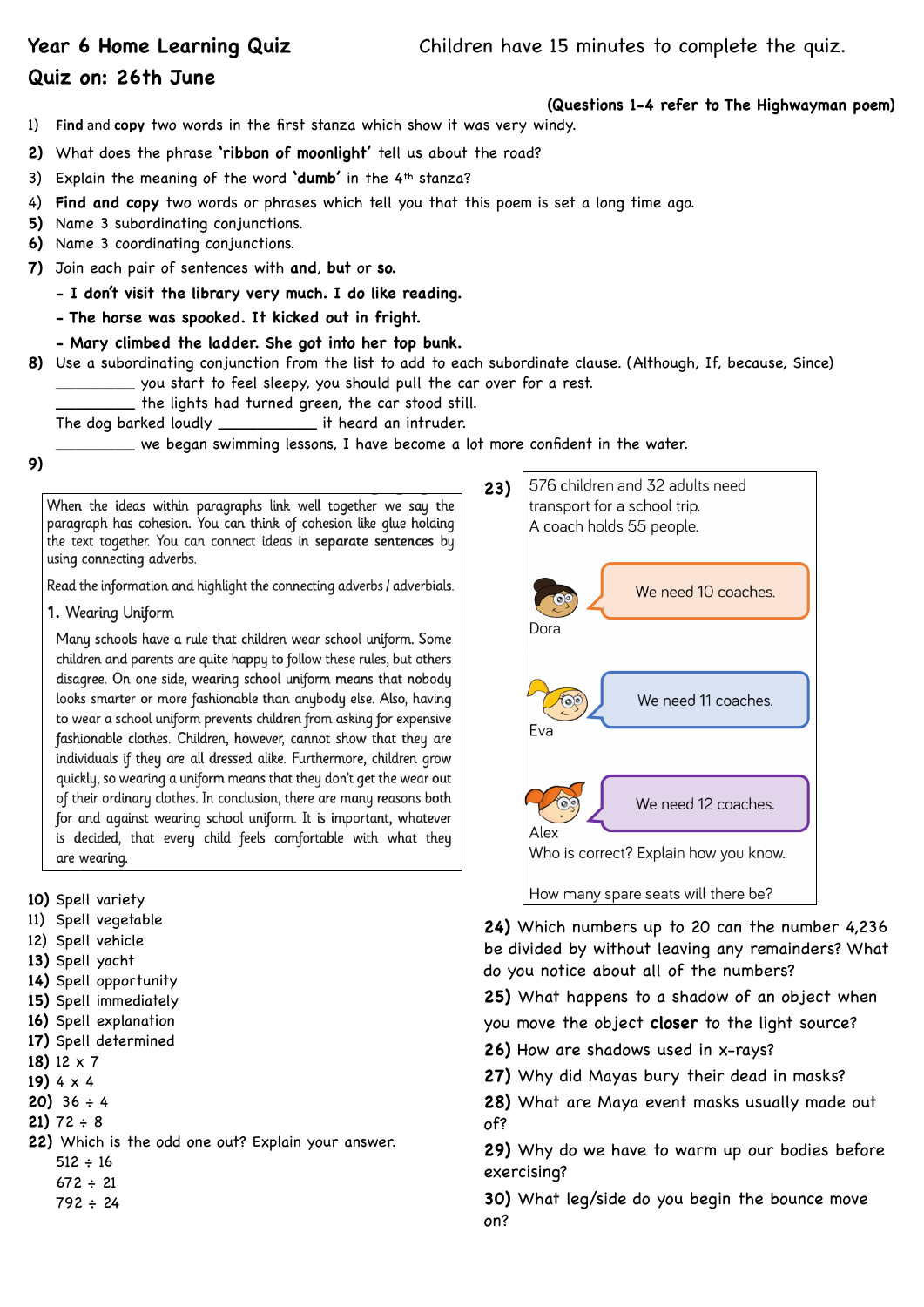# Year 6 Home Learning Quiz

Children have 15 minutes to complete the quiz.

## Quiz on: 26th June

**(Questions 1-4 refer to The Highwayman poem)**

1) **Find** and **copy** two words in the first stanza which show it was very windy.

2) What does the phrase **'ribbon of moonlight'** tell us about the road?

3) Explain the meaning of the word **'dumb'** in the 4th stanza?

4) **Find and copy** two words or phrases which tell you that this poem is set a long time ago.

5) Name 3 subordinating conjunctions.

6) Name 3 coordinating conjunctions.

7) Join each pair of sentences with **and**, **but** or **so.**

   - **I don't visit the library very much. I do like reading.**
   - **The horse was spooked. It kicked out in fright.**
   - **Mary climbed the ladder. She got into her top bunk.**

8) Use a subordinating conjunction from the list to add to each subordinate clause. (Although, If, because, Since)

   _________ you start to feel sleepy, you should pull the car over for a rest.
   _________ the lights had turned green, the car stood still.
   The dog barked loudly ___________ it heard an intruder.
   _________ we began swimming lessons, I have become a lot more confident in the water.

9)

When the ideas within paragraphs link well together we say the paragraph has cohesion. You can think of cohesion like glue holding the text together. You can connect ideas in **separate sentences** by using connecting adverbs.

Read the information and highlight the connecting adverbs / adverbials.

1. Wearing Uniform

Many schools have a rule that children wear school uniform. Some children and parents are quite happy to follow these rules, but others disagree. On one side, wearing school uniform means that nobody looks smarter or more fashionable than anybody else. Also, having to wear a school uniform prevents children from asking for expensive fashionable clothes. Children, however, cannot show that they are individuals if they are all dressed alike. Furthermore, children grow quickly, so wearing a uniform means that they don't get the wear out of their ordinary clothes. In conclusion, there are many reasons both for and against wearing school uniform. It is important, whatever is decided, that every child feels comfortable with what they are wearing.

10) Spell variety

11) Spell vegetable

12) Spell vehicle

13) Spell yacht

14) Spell opportunity

15) Spell immediately

16) Spell explanation

17) Spell determined

18) $12 \times 7$

19) $4 \times 4$

20) $36 \div 4$

21) $72 \div 8$

22) Which is the odd one out? Explain your answer.

   $512 \div 16$
   $672 \div 21$
   $792 \div 24$

23)

576 children and 32 adults need transport for a school trip.
A coach holds 55 people.

Dora: We need 10 coaches.

Eva: We need 11 coaches.

Alex: We need 12 coaches.

Who is correct? Explain how you know.

How many spare seats will there be?

24) Which numbers up to 20 can the number 4,236 be divided by without leaving any remainders? What do you notice about all of the numbers?

25) What happens to a shadow of an object when you move the object **closer** to the light source?

26) How are shadows used in x-rays?

27) Why did Mayas bury their dead in masks?

28) What are Maya event masks usually made out of?

29) Why do we have to warm up our bodies before exercising?

30) What leg/side do you begin the bounce move on?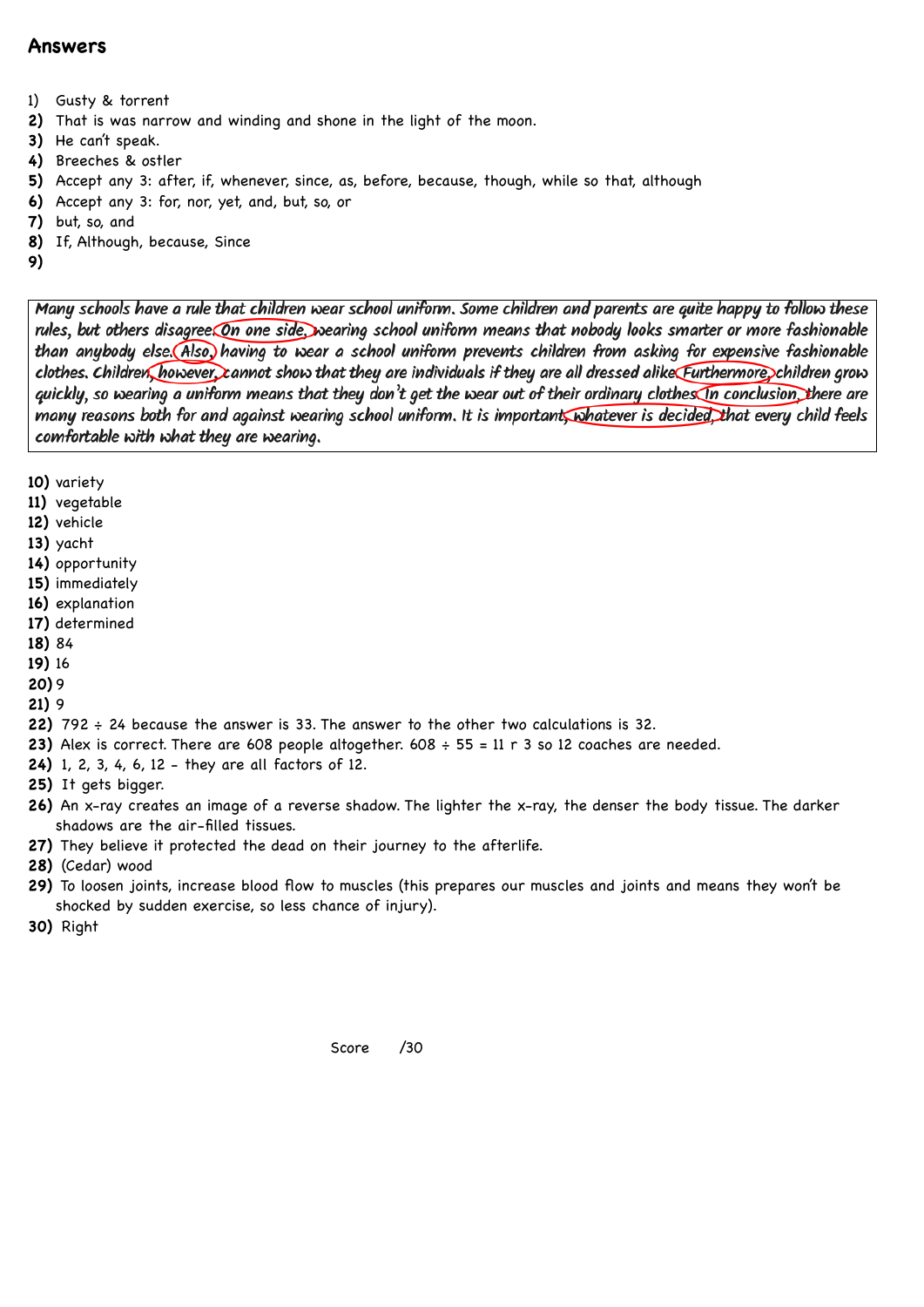## Answers

1) Gusty & torrent
2) That is was narrow and winding and shone in the light of the moon.
3) He can't speak.
4) Breeches & ostler
5) Accept any 3: after, if, whenever, since, as, before, because, though, while so that, although
6) Accept any 3: for, nor, yet, and, but, so, or
7) but, so, and
8) If, Although, because, Since
9)

> *Many schools have a rule that children wear school uniform. Some children and parents are quite happy to follow these rules, but others disagree. On one side, wearing school uniform means that nobody looks smarter or more fashionable than anybody else. Also, having to wear a school uniform prevents children from asking for expensive fashionable clothes. Children, however, cannot show that they are individuals if they are all dressed alike. Furthermore, children grow quickly, so wearing a uniform means that they don't get the wear out of their ordinary clothes. In conclusion, there are many reasons both for and against wearing school uniform. It is important, whatever is decided, that every child feels comfortable with what they are wearing.*

10) variety
11) vegetable
12) vehicle
13) yacht
14) opportunity
15) immediately
16) explanation
17) determined
18) 84
19) 16
20) 9
21) 9
22) 792 ÷ 24 because the answer is 33. The answer to the other two calculations is 32.
23) Alex is correct. There are 608 people altogether. 608 ÷ 55 = 11 r 3 so 12 coaches are needed.
24) 1, 2, 3, 4, 6, 12 - they are all factors of 12.
25) It gets bigger.
26) An x-ray creates an image of a reverse shadow. The lighter the x-ray, the denser the body tissue. The darker shadows are the air-filled tissues.
27) They believe it protected the dead on their journey to the afterlife.
28) (Cedar) wood
29) To loosen joints, increase blood flow to muscles (this prepares our muscles and joints and means they won't be shocked by sudden exercise, so less chance of injury).
30) Right

Score /30